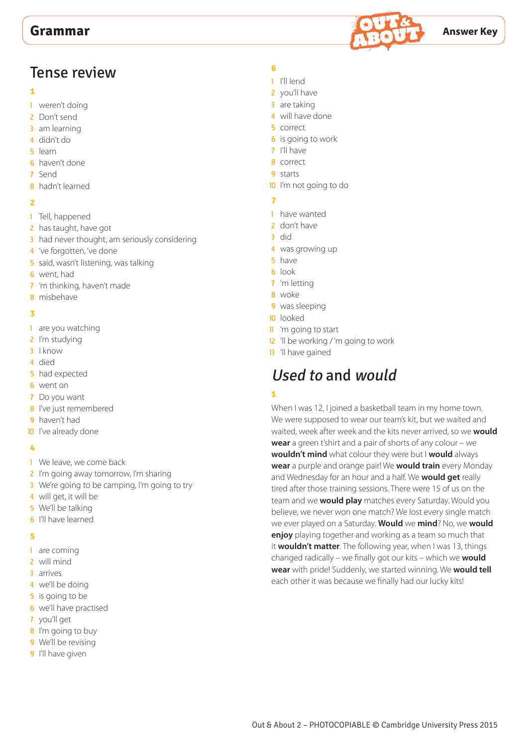# Grammar

Answer Key

## Tense review

**1**

1 weren't doing
2 Don't send
3 am learning
4 didn't do
5 learn
6 haven't done
7 Send
8 hadn't learned

**2**

1 Tell, happened
2 has taught, have got
3 had never thought, am seriously considering
4 've forgotten, 've done
5 said, wasn't listening, was talking
6 went, had
7 'm thinking, haven't made
8 misbehave

**3**

1 are you watching
2 I'm studying
3 I know
4 died
5 had expected
6 went on
7 Do you want
8 I've just remembered
9 haven't had
10 I've already done

**4**

1 We leave, we come back
2 I'm going away tomorrow, I'm sharing
3 We're going to be camping, I'm going to try
4 will get, it will be
5 We'll be talking
6 I'll have learned

**5**

1 are coming
2 will mind
3 arrives
4 we'll be doing
5 is going to be
6 we'll have practised
7 you'll get
8 I'm going to buy
9 We'll be revising
9 I'll have given

**6**

1 I'll lend
2 you'll have
3 are taking
4 will have done
5 correct
6 is going to work
7 I'll have
8 correct
9 starts
10 I'm not going to do

**7**

1 have wanted
2 don't have
3 did
4 was growing up
5 have
6 look
7 'm letting
8 woke
9 was sleeping
10 looked
11 'm going to start
12 'll be working / 'm going to work
13 'll have gained

## *Used to* and *would*

**1**

When I was 12, I joined a basketball team in my home town. We were supposed to wear our team's kit, but we waited and waited, week after week and the kits never arrived, so we **would wear** a green t'shirt and a pair of shorts of any colour – we **wouldn't mind** what colour they were but I **would** always **wear** a purple and orange pair! We **would train** every Monday and Wednesday for an hour and a half. We **would get** really tired after those training sessions. There were 15 of us on the team and we **would play** matches every Saturday. Would you believe, we never won one match? We lost every single match we ever played on a Saturday. **Would** we **mind**? No, we **would enjoy** playing together and working as a team so much that it **wouldn't matter**. The following year, when I was 13, things changed radically – we finally got our kits – which we **would wear** with pride! Suddenly, we started winning. We **would tell** each other it was because we finally had our lucky kits!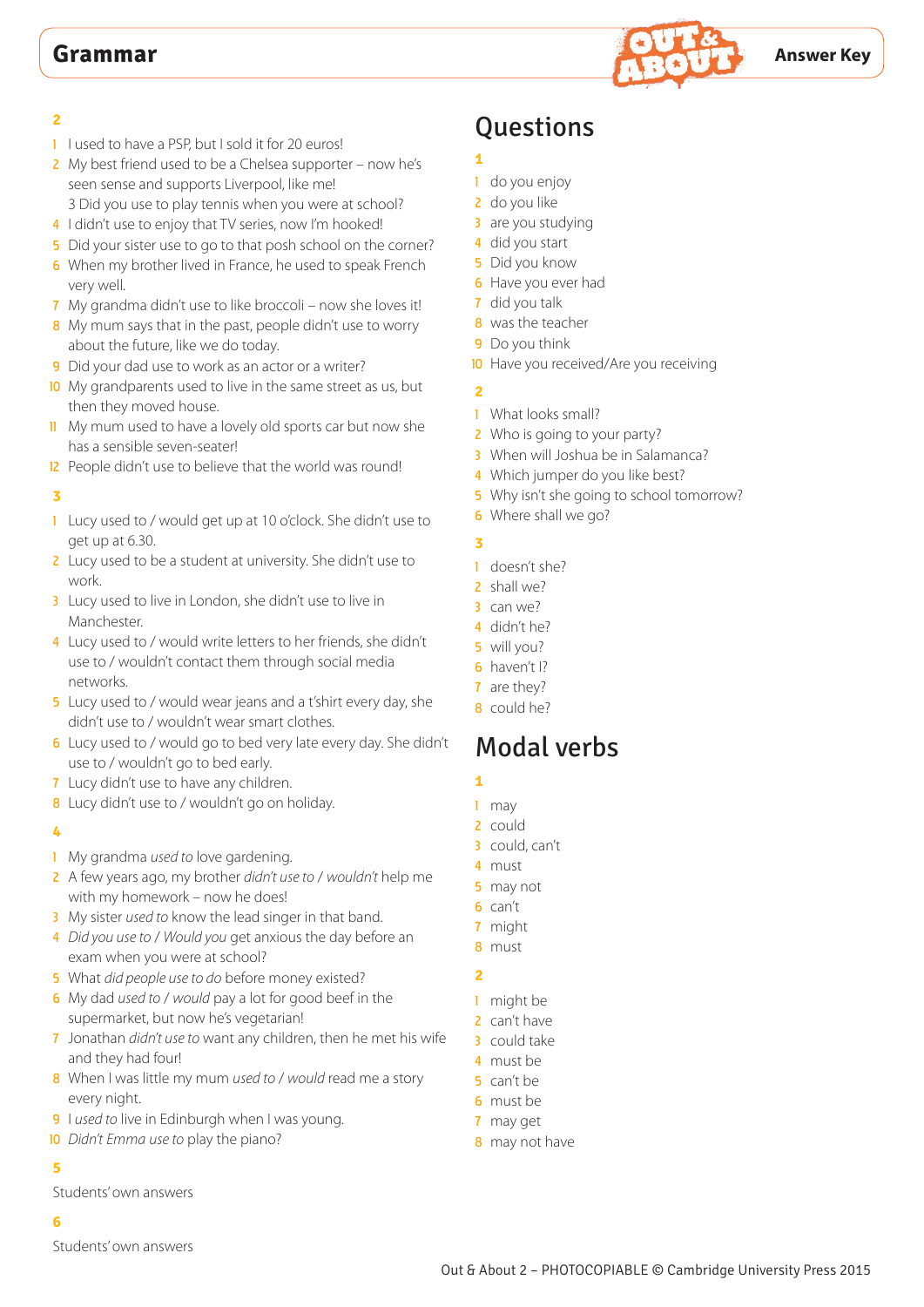**2**

1. I used to have a PSP, but I sold it for 20 euros!
2. My best friend used to be a Chelsea supporter – now he's seen sense and supports Liverpool, like me!
3. Did you use to play tennis when you were at school?
4. I didn't use to enjoy that TV series, now I'm hooked!
5. Did your sister use to go to that posh school on the corner?
6. When my brother lived in France, he used to speak French very well.
7. My grandma didn't use to like broccoli – now she loves it!
8. My mum says that in the past, people didn't use to worry about the future, like we do today.
9. Did your dad use to work as an actor or a writer?
10. My grandparents used to live in the same street as us, but then they moved house.
11. My mum used to have a lovely old sports car but now she has a sensible seven-seater!
12. People didn't use to believe that the world was round!

**3**

1. Lucy used to / would get up at 10 o'clock. She didn't use to get up at 6.30.
2. Lucy used to be a student at university. She didn't use to work.
3. Lucy used to live in London, she didn't use to live in Manchester.
4. Lucy used to / would write letters to her friends, she didn't use to / wouldn't contact them through social media networks.
5. Lucy used to / would wear jeans and a t'shirt every day, she didn't use to / wouldn't wear smart clothes.
6. Lucy used to / would go to bed very late every day. She didn't use to / wouldn't go to bed early.
7. Lucy didn't use to have any children.
8. Lucy didn't use to / wouldn't go on holiday.

**4**

1. My grandma *used to* love gardening.
2. A few years ago, my brother *didn't use to / wouldn't* help me with my homework – now he does!
3. My sister *used to* know the lead singer in that band.
4. *Did you use to / Would you* get anxious the day before an exam when you were at school?
5. What *did people use to do* before money existed?
6. My dad *used to / would* pay a lot for good beef in the supermarket, but now he's vegetarian!
7. Jonathan *didn't use to* want any children, then he met his wife and they had four!
8. When I was little my mum *used to / would* read me a story every night.
9. I *used to* live in Edinburgh when I was young.
10. *Didn't Emma use to* play the piano?

**5**

Students' own answers

**6**

Students' own answers

## Questions

**1**

1. do you enjoy
2. do you like
3. are you studying
4. did you start
5. Did you know
6. Have you ever had
7. did you talk
8. was the teacher
9. Do you think
10. Have you received/Are you receiving

**2**

1. What looks small?
2. Who is going to your party?
3. When will Joshua be in Salamanca?
4. Which jumper do you like best?
5. Why isn't she going to school tomorrow?
6. Where shall we go?

**3**

1. doesn't she?
2. shall we?
3. can we?
4. didn't he?
5. will you?
6. haven't I?
7. are they?
8. could he?

## Modal verbs

**1**

1. may
2. could
3. could, can't
4. must
5. may not
6. can't
7. might
8. must

**2**

1. might be
2. can't have
3. could take
4. must be
5. can't be
6. must be
7. may get
8. may not have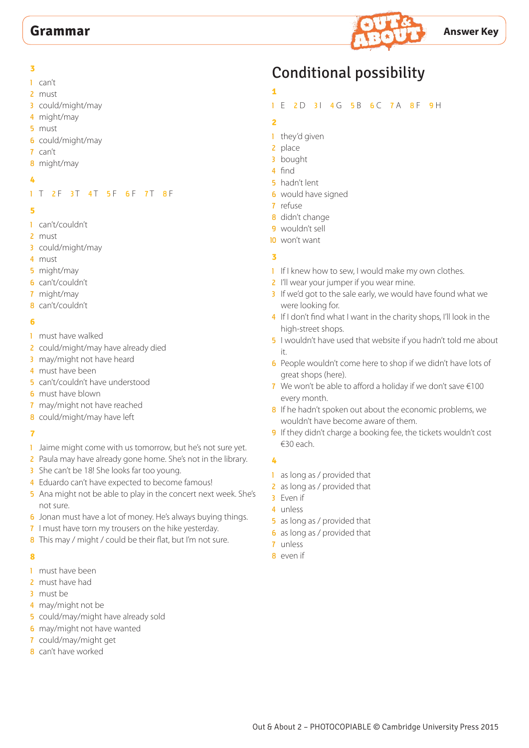**3**

1 can't
2 must
3 could/might/may
4 might/may
5 must
6 could/might/may
7 can't
8 might/may

**4**

1 T 2 F 3 T 4 T 5 F 6 F 7 T 8 F

**5**

1 can't/couldn't
2 must
3 could/might/may
4 must
5 might/may
6 can't/couldn't
7 might/may
8 can't/couldn't

**6**

1 must have walked
2 could/might/may have already died
3 may/might not have heard
4 must have been
5 can't/couldn't have understood
6 must have blown
7 may/might not have reached
8 could/might/may have left

**7**

1 Jaime might come with us tomorrow, but he's not sure yet.
2 Paula may have already gone home. She's not in the library.
3 She can't be 18! She looks far too young.
4 Eduardo can't have expected to become famous!
5 Ana might not be able to play in the concert next week. She's not sure.
6 Jonan must have a lot of money. He's always buying things.
7 I must have torn my trousers on the hike yesterday.
8 This may / might / could be their flat, but I'm not sure.

**8**

1 must have been
2 must have had
3 must be
4 may/might not be
5 could/may/might have already sold
6 may/might not have wanted
7 could/may/might get
8 can't have worked

# Conditional possibility

**1**

1 E 2 D 3 I 4 G 5 B 6 C 7 A 8 F 9 H

**2**

1 they'd given
2 place
3 bought
4 find
5 hadn't lent
6 would have signed
7 refuse
8 didn't change
9 wouldn't sell
10 won't want

**3**

1 If I knew how to sew, I would make my own clothes.
2 I'll wear your jumper if you wear mine.
3 If we'd got to the sale early, we would have found what we were looking for.
4 If I don't find what I want in the charity shops, I'll look in the high-street shops.
5 I wouldn't have used that website if you hadn't told me about it.
6 People wouldn't come here to shop if we didn't have lots of great shops (here).
7 We won't be able to afford a holiday if we don't save €100 every month.
8 If he hadn't spoken out about the economic problems, we wouldn't have become aware of them.
9 If they didn't charge a booking fee, the tickets wouldn't cost €30 each.

**4**

1 as long as / provided that
2 as long as / provided that
3 Even if
4 unless
5 as long as / provided that
6 as long as / provided that
7 unless
8 even if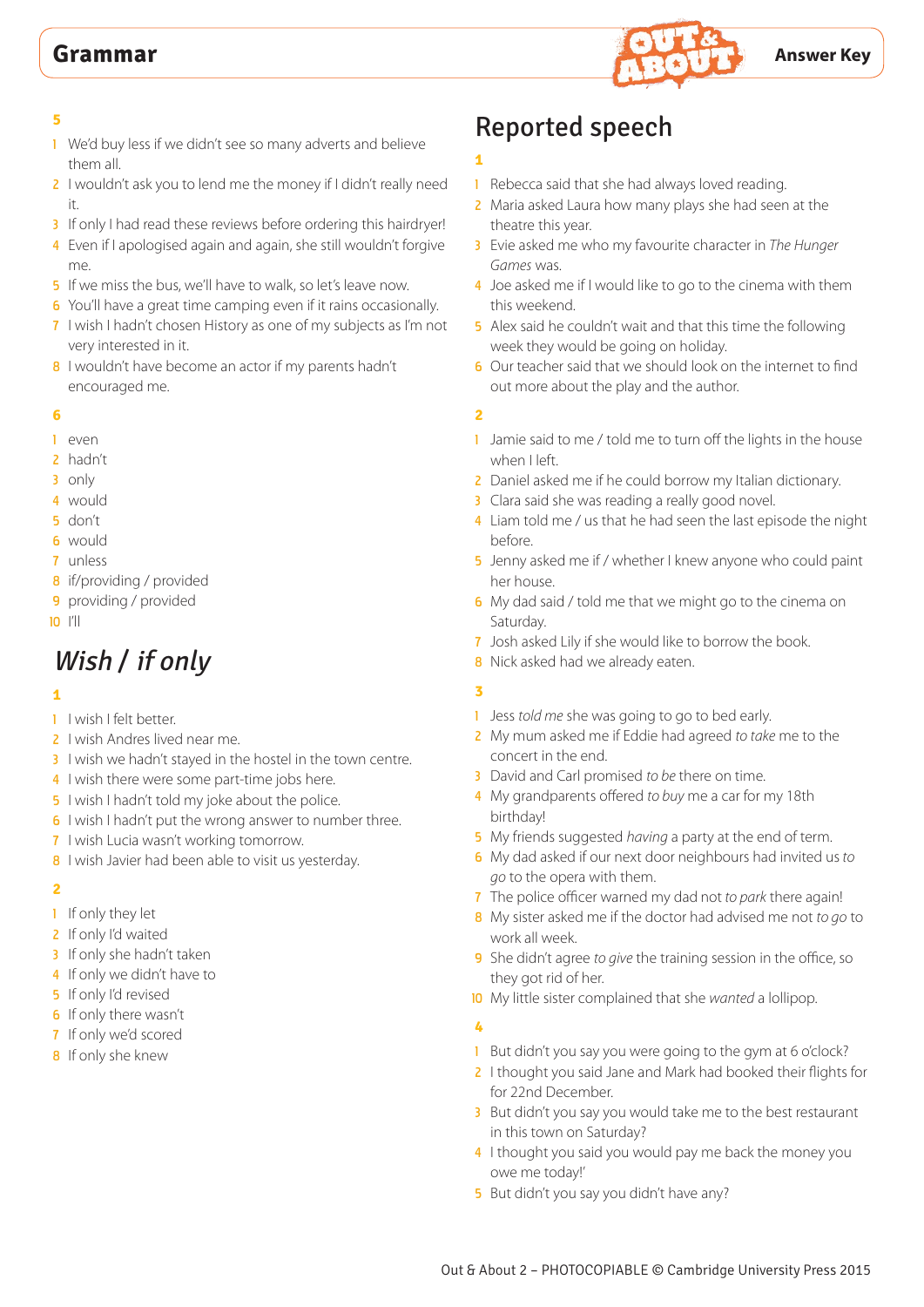**5**

1. We'd buy less if we didn't see so many adverts and believe them all.
2. I wouldn't ask you to lend me the money if I didn't really need it.
3. If only I had read these reviews before ordering this hairdryer!
4. Even if I apologised again and again, she still wouldn't forgive me.
5. If we miss the bus, we'll have to walk, so let's leave now.
6. You'll have a great time camping even if it rains occasionally.
7. I wish I hadn't chosen History as one of my subjects as I'm not very interested in it.
8. I wouldn't have become an actor if my parents hadn't encouraged me.

**6**

1. even
2. hadn't
3. only
4. would
5. don't
6. would
7. unless
8. if/providing / provided
9. providing / provided
10. I'll

## *Wish / if only*

**1**

1. I wish I felt better.
2. I wish Andres lived near me.
3. I wish we hadn't stayed in the hostel in the town centre.
4. I wish there were some part-time jobs here.
5. I wish I hadn't told my joke about the police.
6. I wish I hadn't put the wrong answer to number three.
7. I wish Lucia wasn't working tomorrow.
8. I wish Javier had been able to visit us yesterday.

**2**

1. If only they let
2. If only I'd waited
3. If only she hadn't taken
4. If only we didn't have to
5. If only I'd revised
6. If only there wasn't
7. If only we'd scored
8. If only she knew

## Reported speech

**1**

1. Rebecca said that she had always loved reading.
2. Maria asked Laura how many plays she had seen at the theatre this year.
3. Evie asked me who my favourite character in *The Hunger Games* was.
4. Joe asked me if I would like to go to the cinema with them this weekend.
5. Alex said he couldn't wait and that this time the following week they would be going on holiday.
6. Our teacher said that we should look on the internet to find out more about the play and the author.

**2**

1. Jamie said to me / told me to turn off the lights in the house when I left.
2. Daniel asked me if he could borrow my Italian dictionary.
3. Clara said she was reading a really good novel.
4. Liam told me / us that he had seen the last episode the night before.
5. Jenny asked me if / whether I knew anyone who could paint her house.
6. My dad said / told me that we might go to the cinema on Saturday.
7. Josh asked Lily if she would like to borrow the book.
8. Nick asked had we already eaten.

**3**

1. Jess *told me* she was going to go to bed early.
2. My mum asked me if Eddie had agreed *to take* me to the concert in the end.
3. David and Carl promised *to be* there on time.
4. My grandparents offered *to buy* me a car for my 18th birthday!
5. My friends suggested *having* a party at the end of term.
6. My dad asked if our next door neighbours had invited us *to go* to the opera with them.
7. The police officer warned my dad not *to park* there again!
8. My sister asked me if the doctor had advised me not *to go* to work all week.
9. She didn't agree *to give* the training session in the office, so they got rid of her.
10. My little sister complained that she *wanted* a lollipop.

**4**

1. But didn't you say you were going to the gym at 6 o'clock?
2. I thought you said Jane and Mark had booked their flights for for 22nd December.
3. But didn't you say you would take me to the best restaurant in this town on Saturday?
4. I thought you said you would pay me back the money you owe me today!'
5. But didn't you say you didn't have any?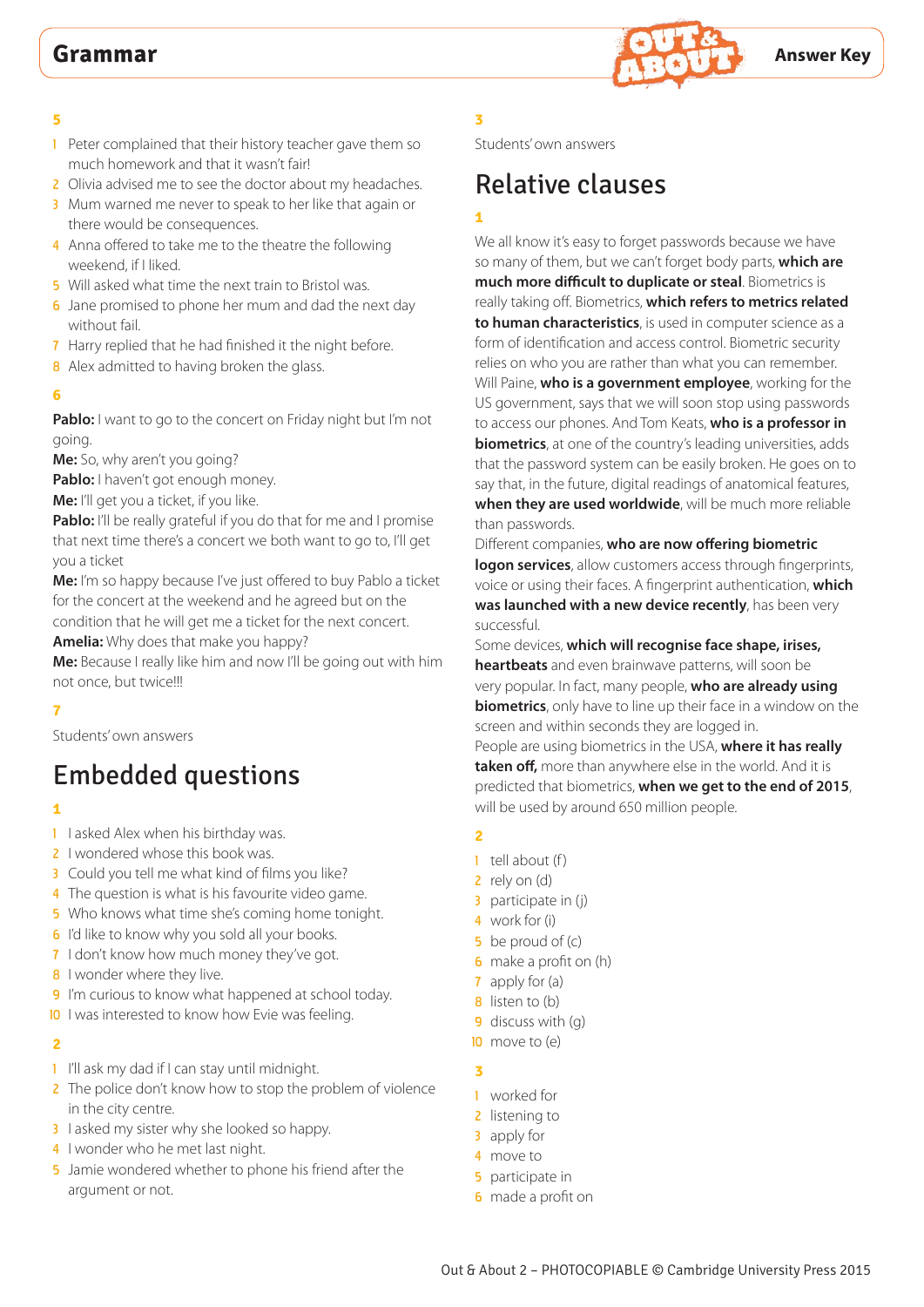**5**

1. Peter complained that their history teacher gave them so much homework and that it wasn't fair!
2. Olivia advised me to see the doctor about my headaches.
3. Mum warned me never to speak to her like that again or there would be consequences.
4. Anna offered to take me to the theatre the following weekend, if I liked.
5. Will asked what time the next train to Bristol was.
6. Jane promised to phone her mum and dad the next day without fail.
7. Harry replied that he had finished it the night before.
8. Alex admitted to having broken the glass.

**6**

**Pablo:** I want to go to the concert on Friday night but I'm not going.
**Me:** So, why aren't you going?
**Pablo:** I haven't got enough money.
**Me:** I'll get you a ticket, if you like.
**Pablo:** I'll be really grateful if you do that for me and I promise that next time there's a concert we both want to go to, I'll get you a ticket
**Me:** I'm so happy because I've just offered to buy Pablo a ticket for the concert at the weekend and he agreed but on the condition that he will get me a ticket for the next concert.
**Amelia:** Why does that make you happy?
**Me:** Because I really like him and now I'll be going out with him not once, but twice!!!

**7**

Students' own answers

## Embedded questions

**1**

1. I asked Alex when his birthday was.
2. I wondered whose this book was.
3. Could you tell me what kind of films you like?
4. The question is what is his favourite video game.
5. Who knows what time she's coming home tonight.
6. I'd like to know why you sold all your books.
7. I don't know how much money they've got.
8. I wonder where they live.
9. I'm curious to know what happened at school today.
10. I was interested to know how Evie was feeling.

**2**

1. I'll ask my dad if I can stay until midnight.
2. The police don't know how to stop the problem of violence in the city centre.
3. I asked my sister why she looked so happy.
4. I wonder who he met last night.
5. Jamie wondered whether to phone his friend after the argument or not.

**3**

Students' own answers

## Relative clauses

**1**

We all know it's easy to forget passwords because we have so many of them, but we can't forget body parts, **which are much more difficult to duplicate or steal**. Biometrics is really taking off. Biometrics, **which refers to metrics related to human characteristics**, is used in computer science as a form of identification and access control. Biometric security relies on who you are rather than what you can remember. Will Paine, **who is a government employee**, working for the US government, says that we will soon stop using passwords to access our phones. And Tom Keats, **who is a professor in biometrics**, at one of the country's leading universities, adds that the password system can be easily broken. He goes on to say that, in the future, digital readings of anatomical features, **when they are used worldwide**, will be much more reliable than passwords.
Different companies, **who are now offering biometric logon services**, allow customers access through fingerprints, voice or using their faces. A fingerprint authentication, **which was launched with a new device recently**, has been very successful.
Some devices, **which will recognise face shape, irises, heartbeats** and even brainwave patterns, will soon be very popular. In fact, many people, **who are already using biometrics**, only have to line up their face in a window on the screen and within seconds they are logged in.
People are using biometrics in the USA, **where it has really taken off,** more than anywhere else in the world. And it is predicted that biometrics, **when we get to the end of 2015**, will be used by around 650 million people.

**2**

1. tell about (f)
2. rely on (d)
3. participate in (j)
4. work for (i)
5. be proud of (c)
6. make a profit on (h)
7. apply for (a)
8. listen to (b)
9. discuss with (g)
10. move to (e)

**3**

1. worked for
2. listening to
3. apply for
4. move to
5. participate in
6. made a profit on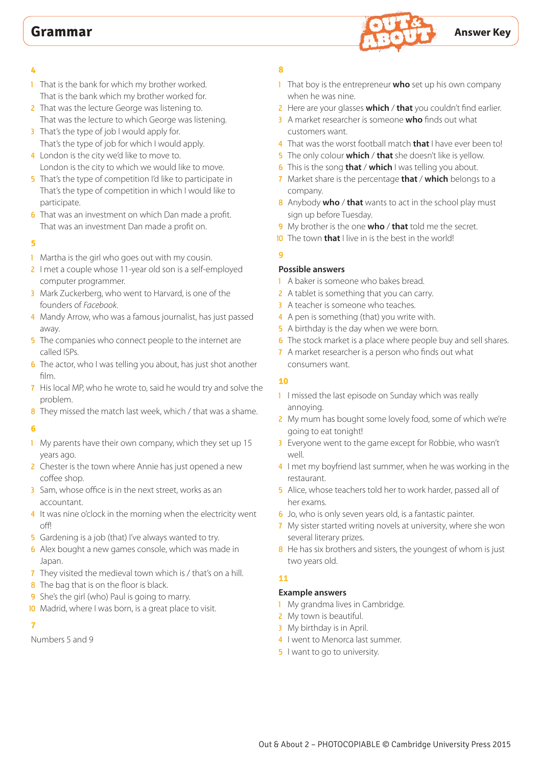# Grammar

**Answer Key**

### 4

1. That is the bank for which my brother worked.
   That is the bank which my brother worked for.
2. That was the lecture George was listening to.
   That was the lecture to which George was listening.
3. That's the type of job I would apply for.
   That's the type of job for which I would apply.
4. London is the city we'd like to move to.
   London is the city to which we would like to move.
5. That's the type of competition I'd like to participate in
   That's the type of competition in which I would like to participate.
6. That was an investment on which Dan made a profit.
   That was an investment Dan made a profit on.

### 5

1. Martha is the girl who goes out with my cousin.
2. I met a couple whose 11-year old son is a self-employed computer programmer.
3. Mark Zuckerberg, who went to Harvard, is one of the founders of *Facebook*.
4. Mandy Arrow, who was a famous journalist, has just passed away.
5. The companies who connect people to the internet are called ISPs.
6. The actor, who I was telling you about, has just shot another film.
7. His local MP, who he wrote to, said he would try and solve the problem.
8. They missed the match last week, which / that was a shame.

### 6

1. My parents have their own company, which they set up 15 years ago.
2. Chester is the town where Annie has just opened a new coffee shop.
3. Sam, whose office is in the next street, works as an accountant.
4. It was nine o'clock in the morning when the electricity went off!
5. Gardening is a job (that) I've always wanted to try.
6. Alex bought a new games console, which was made in Japan.
7. They visited the medieval town which is / that's on a hill.
8. The bag that is on the floor is black.
9. She's the girl (who) Paul is going to marry.
10. Madrid, where I was born, is a great place to visit.

### 7

Numbers 5 and 9

### 8

1. That boy is the entrepreneur **who** set up his own company when he was nine.
2. Here are your glasses **which** / **that** you couldn't find earlier.
3. A market researcher is someone **who** finds out what customers want.
4. That was the worst football match **that** I have ever been to!
5. The only colour **which** / **that** she doesn't like is yellow.
6. This is the song **that** / **which** I was telling you about.
7. Market share is the percentage **that** / **which** belongs to a company.
8. Anybody **who** / **that** wants to act in the school play must sign up before Tuesday.
9. My brother is the one **who** / **that** told me the secret.
10. The town **that** I live in is the best in the world!

### 9

**Possible answers**

1. A baker is someone who bakes bread.
2. A tablet is something that you can carry.
3. A teacher is someone who teaches.
4. A pen is something (that) you write with.
5. A birthday is the day when we were born.
6. The stock market is a place where people buy and sell shares.
7. A market researcher is a person who finds out what consumers want.

### 10

1. I missed the last episode on Sunday which was really annoying.
2. My mum has bought some lovely food, some of which we're going to eat tonight!
3. Everyone went to the game except for Robbie, who wasn't well.
4. I met my boyfriend last summer, when he was working in the restaurant.
5. Alice, whose teachers told her to work harder, passed all of her exams.
6. Jo, who is only seven years old, is a fantastic painter.
7. My sister started writing novels at university, where she won several literary prizes.
8. He has six brothers and sisters, the youngest of whom is just two years old.

### 11

**Example answers**

1. My grandma lives in Cambridge.
2. My town is beautiful.
3. My birthday is in April.
4. I went to Menorca last summer.
5. I want to go to university.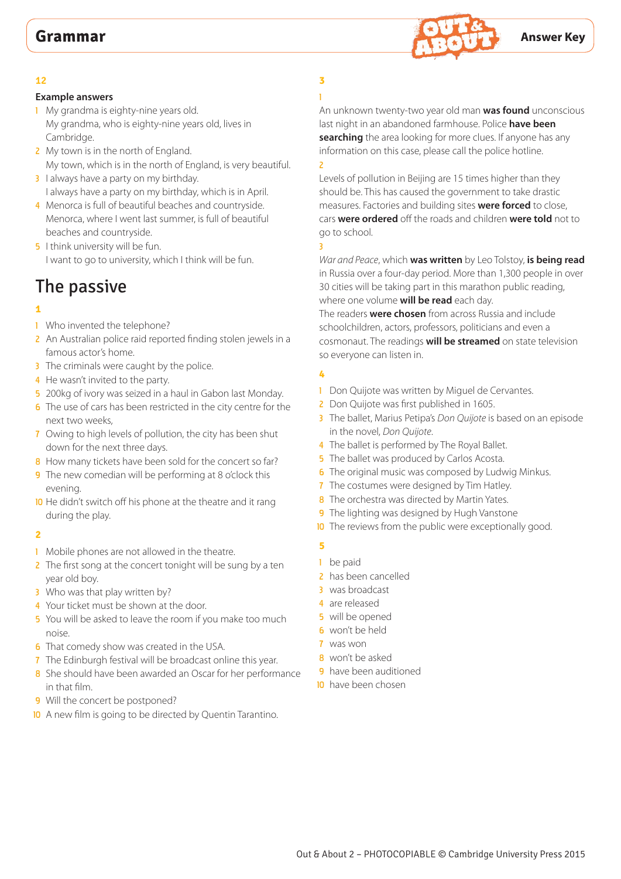**12**

**Example answers**

1. My grandma is eighty-nine years old.
   My grandma, who is eighty-nine years old, lives in Cambridge.
2. My town is in the north of England.
   My town, which is in the north of England, is very beautiful.
3. I always have a party on my birthday.
   I always have a party on my birthday, which is in April.
4. Menorca is full of beautiful beaches and countryside.
   Menorca, where I went last summer, is full of beautiful beaches and countryside.
5. I think university will be fun.
   I want to go to university, which I think will be fun.

# The passive

**1**

1. Who invented the telephone?
2. An Australian police raid reported finding stolen jewels in a famous actor's home.
3. The criminals were caught by the police.
4. He wasn't invited to the party.
5. 200kg of ivory was seized in a haul in Gabon last Monday.
6. The use of cars has been restricted in the city centre for the next two weeks,
7. Owing to high levels of pollution, the city has been shut down for the next three days.
8. How many tickets have been sold for the concert so far?
9. The new comedian will be performing at 8 o'clock this evening.
10. He didn't switch off his phone at the theatre and it rang during the play.

**2**

1. Mobile phones are not allowed in the theatre.
2. The first song at the concert tonight will be sung by a ten year old boy.
3. Who was that play written by?
4. Your ticket must be shown at the door.
5. You will be asked to leave the room if you make too much noise.
6. That comedy show was created in the USA.
7. The Edinburgh festival will be broadcast online this year.
8. She should have been awarded an Oscar for her performance in that film.
9. Will the concert be postponed?
10. A new film is going to be directed by Quentin Tarantino.

**3**

1

An unknown twenty-two year old man **was found** unconscious last night in an abandoned farmhouse. Police **have been searching** the area looking for more clues. If anyone has any information on this case, please call the police hotline.

2

Levels of pollution in Beijing are 15 times higher than they should be. This has caused the government to take drastic measures. Factories and building sites **were forced** to close, cars **were ordered** off the roads and children **were told** not to go to school.

3

*War and Peace*, which **was written** by Leo Tolstoy, **is being read** in Russia over a four-day period. More than 1,300 people in over 30 cities will be taking part in this marathon public reading, where one volume **will be read** each day.
The readers **were chosen** from across Russia and include schoolchildren, actors, professors, politicians and even a cosmonaut. The readings **will be streamed** on state television so everyone can listen in.

**4**

1. Don Quijote was written by Miguel de Cervantes.
2. Don Quijote was first published in 1605.
3. The ballet, Marius Petipa's *Don Quijote* is based on an episode in the novel, *Don Quijote*.
4. The ballet is performed by The Royal Ballet.
5. The ballet was produced by Carlos Acosta.
6. The original music was composed by Ludwig Minkus.
7. The costumes were designed by Tim Hatley.
8. The orchestra was directed by Martin Yates.
9. The lighting was designed by Hugh Vanstone
10. The reviews from the public were exceptionally good.

**5**

1. be paid
2. has been cancelled
3. was broadcast
4. are released
5. will be opened
6. won't be held
7. was won
8. won't be asked
9. have been auditioned
10. have been chosen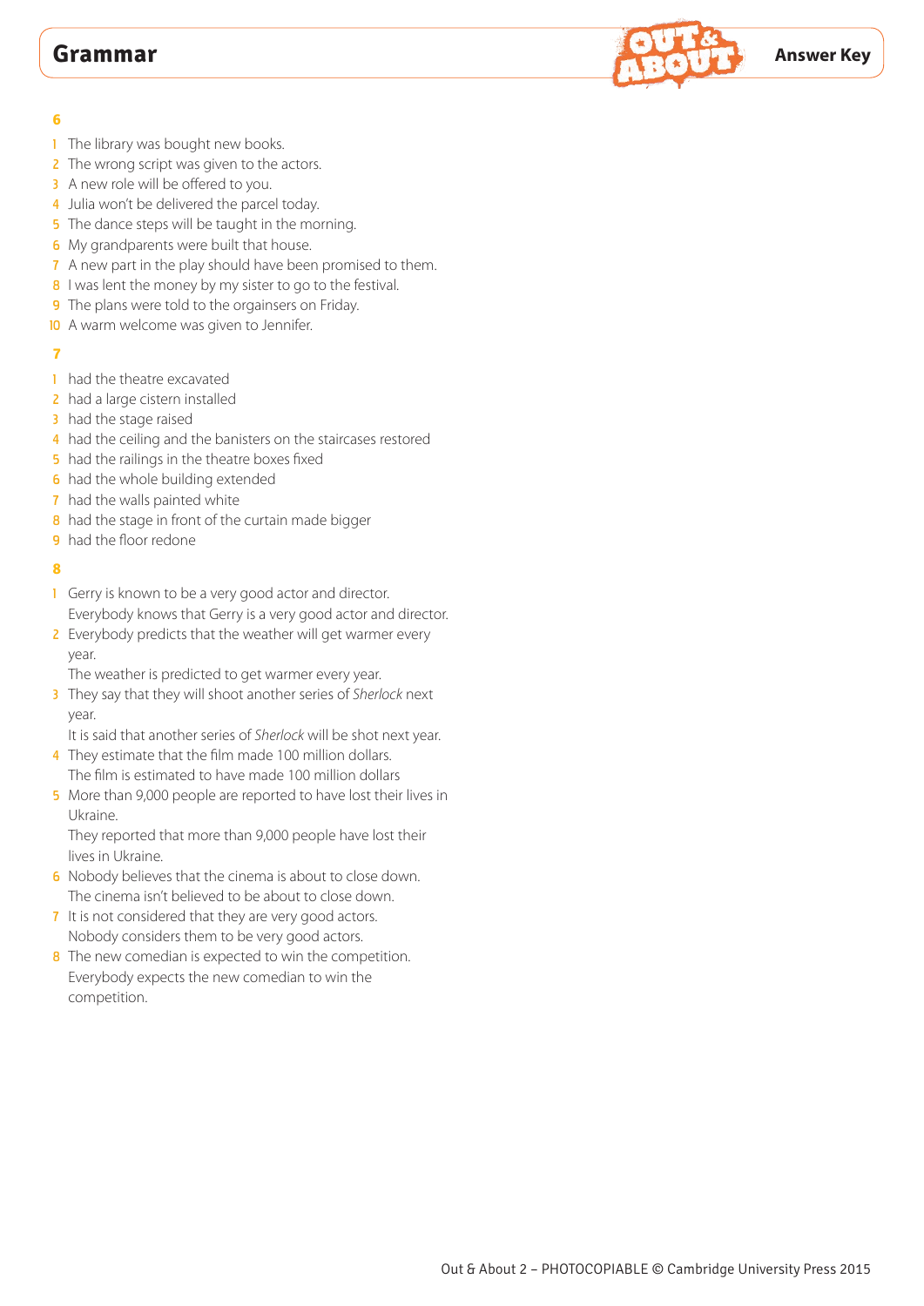## Grammar

**Answer Key**

**6**

1. The library was bought new books.
2. The wrong script was given to the actors.
3. A new role will be offered to you.
4. Julia won't be delivered the parcel today.
5. The dance steps will be taught in the morning.
6. My grandparents were built that house.
7. A new part in the play should have been promised to them.
8. I was lent the money by my sister to go to the festival.
9. The plans were told to the orgainsers on Friday.
10. A warm welcome was given to Jennifer.

**7**

1. had the theatre excavated
2. had a large cistern installed
3. had the stage raised
4. had the ceiling and the banisters on the staircases restored
5. had the railings in the theatre boxes fixed
6. had the whole building extended
7. had the walls painted white
8. had the stage in front of the curtain made bigger
9. had the floor redone

**8**

1. Gerry is known to be a very good actor and director.
   Everybody knows that Gerry is a very good actor and director.
2. Everybody predicts that the weather will get warmer every year.
   The weather is predicted to get warmer every year.
3. They say that they will shoot another series of *Sherlock* next year.
   It is said that another series of *Sherlock* will be shot next year.
4. They estimate that the film made 100 million dollars.
   The film is estimated to have made 100 million dollars
5. More than 9,000 people are reported to have lost their lives in Ukraine.
   They reported that more than 9,000 people have lost their lives in Ukraine.
6. Nobody believes that the cinema is about to close down.
   The cinema isn't believed to be about to close down.
7. It is not considered that they are very good actors.
   Nobody considers them to be very good actors.
8. The new comedian is expected to win the competition.
   Everybody expects the new comedian to win the competition.

Out & About 2 – PHOTOCOPIABLE © Cambridge University Press 2015